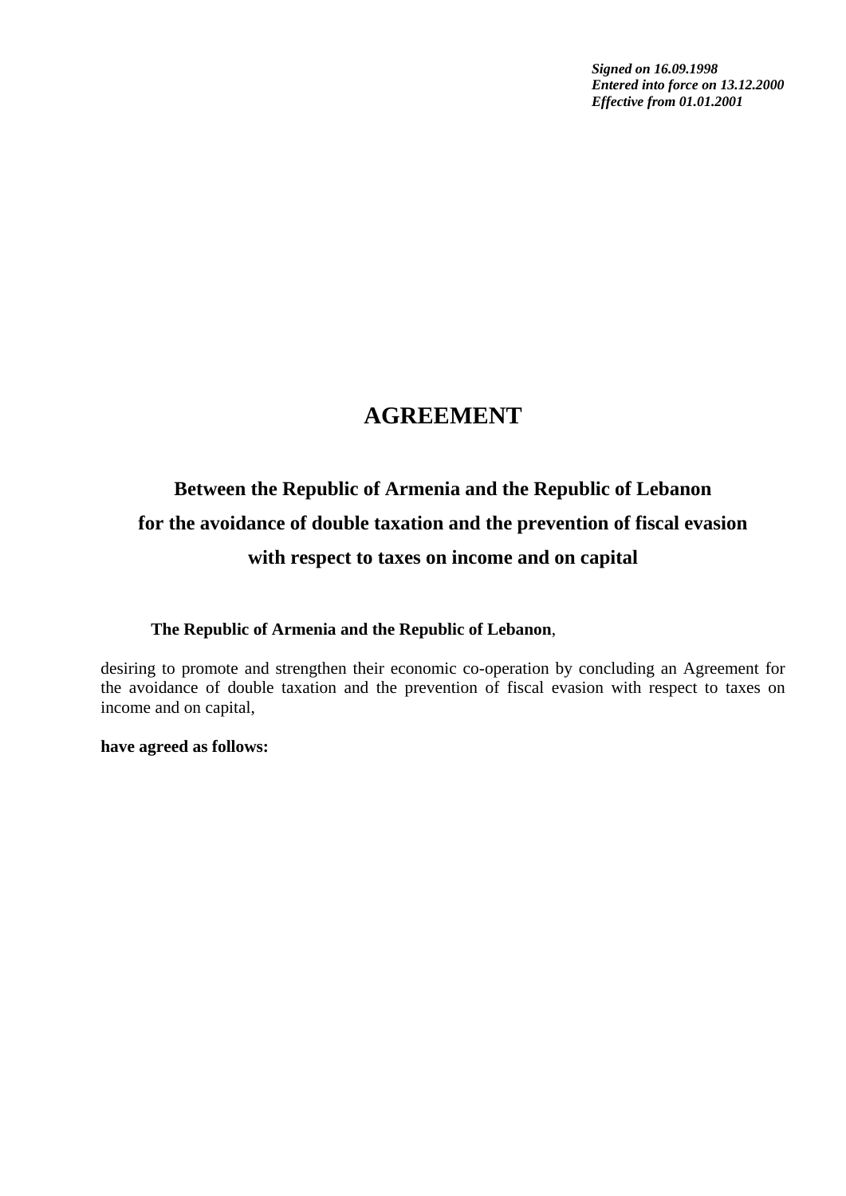***Signed on 16.09.1998***
***Entered into force on 13.12.2000***
***Effective from 01.01.2001***

# AGREEMENT

## Between the Republic of Armenia and the Republic of Lebanon for the avoidance of double taxation and the prevention of fiscal evasion with respect to taxes on income and on capital

**The Republic of Armenia and the Republic of Lebanon**,

desiring to promote and strengthen their economic co-operation by concluding an Agreement for the avoidance of double taxation and the prevention of fiscal evasion with respect to taxes on income and on capital,

**have agreed as follows:**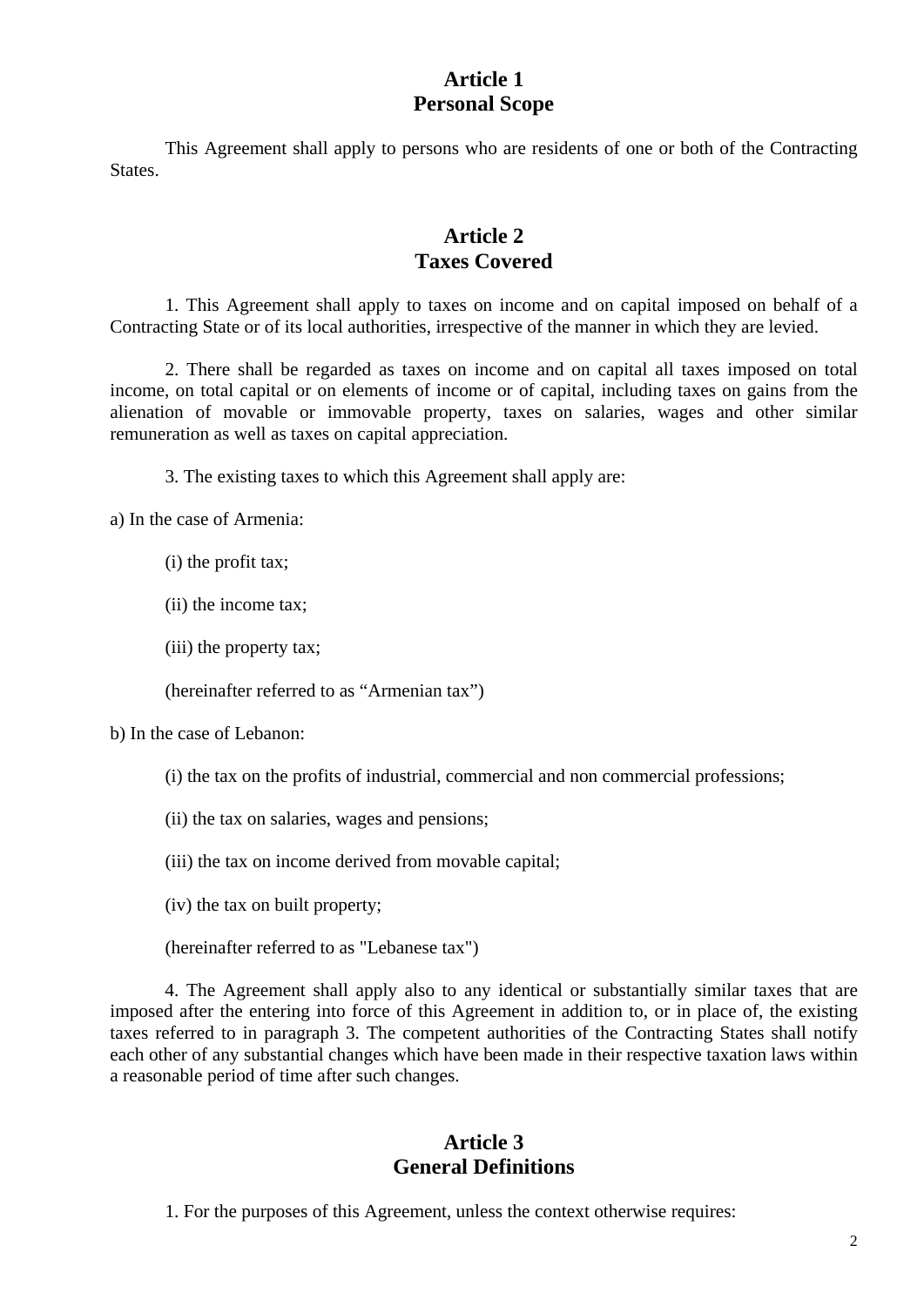## Article 1
## Personal Scope

This Agreement shall apply to persons who are residents of one or both of the Contracting States.

## Article 2
## Taxes Covered

1. This Agreement shall apply to taxes on income and on capital imposed on behalf of a Contracting State or of its local authorities, irrespective of the manner in which they are levied.

2. There shall be regarded as taxes on income and on capital all taxes imposed on total income, on total capital or on elements of income or of capital, including taxes on gains from the alienation of movable or immovable property, taxes on salaries, wages and other similar remuneration as well as taxes on capital appreciation.

3. The existing taxes to which this Agreement shall apply are:

a) In the case of Armenia:

(i) the profit tax;

(ii) the income tax;

(iii) the property tax;

(hereinafter referred to as “Armenian tax”)

b) In the case of Lebanon:

(i) the tax on the profits of industrial, commercial and non commercial professions;

(ii) the tax on salaries, wages and pensions;

(iii) the tax on income derived from movable capital;

(iv) the tax on built property;

(hereinafter referred to as "Lebanese tax")

4. The Agreement shall apply also to any identical or substantially similar taxes that are imposed after the entering into force of this Agreement in addition to, or in place of, the existing taxes referred to in paragraph 3. The competent authorities of the Contracting States shall notify each other of any substantial changes which have been made in their respective taxation laws within a reasonable period of time after such changes.

## Article 3
## General Definitions

1. For the purposes of this Agreement, unless the context otherwise requires: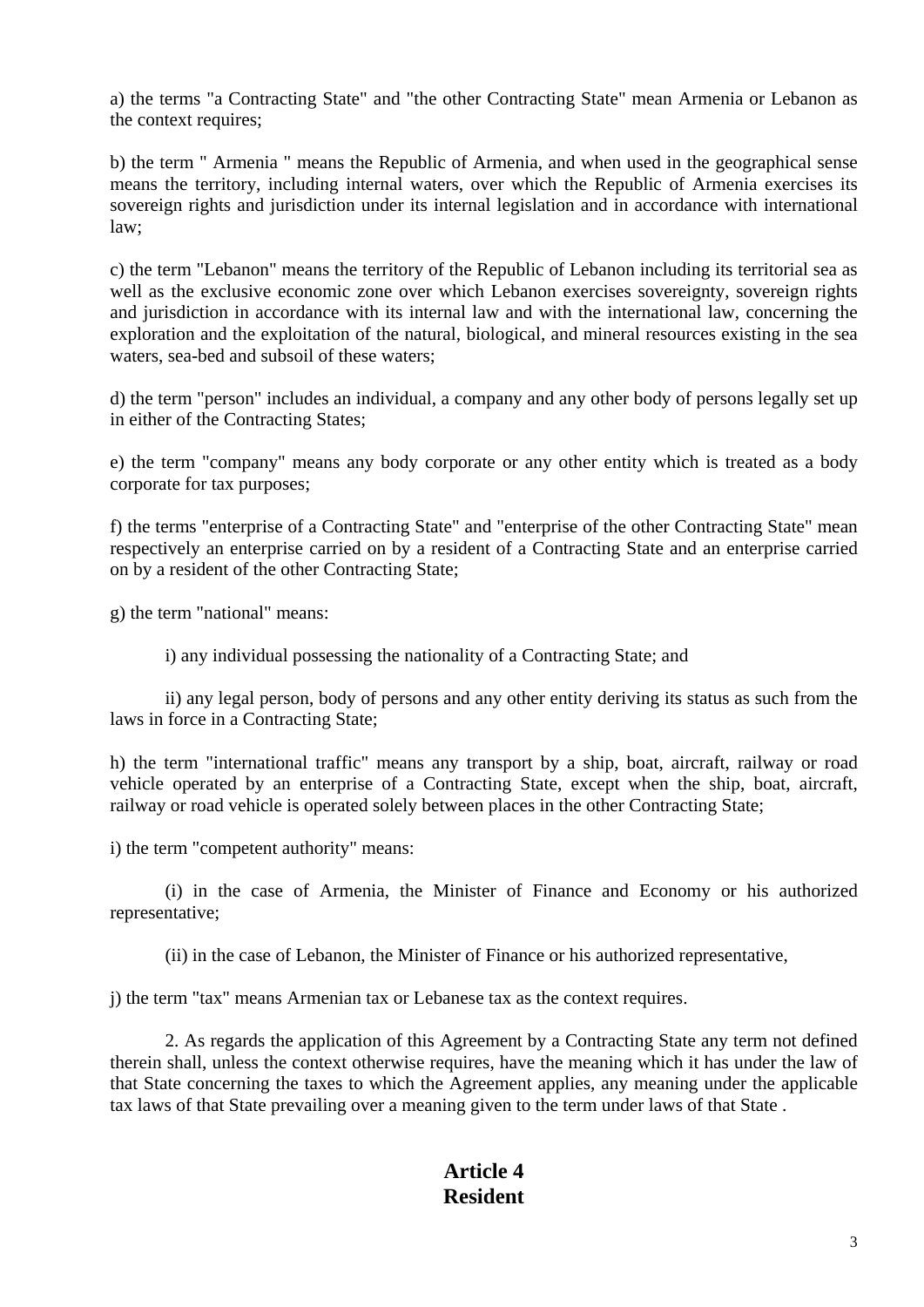a) the terms "a Contracting State" and "the other Contracting State" mean Armenia or Lebanon as the context requires;

b) the term " Armenia " means the Republic of Armenia, and when used in the geographical sense means the territory, including internal waters, over which the Republic of Armenia exercises its sovereign rights and jurisdiction under its internal legislation and in accordance with international law;

c) the term "Lebanon" means the territory of the Republic of Lebanon including its territorial sea as well as the exclusive economic zone over which Lebanon exercises sovereignty, sovereign rights and jurisdiction in accordance with its internal law and with the international law, concerning the exploration and the exploitation of the natural, biological, and mineral resources existing in the sea waters, sea-bed and subsoil of these waters;

d) the term "person" includes an individual, a company and any other body of persons legally set up in either of the Contracting States;

e) the term "company" means any body corporate or any other entity which is treated as a body corporate for tax purposes;

f) the terms "enterprise of a Contracting State" and "enterprise of the other Contracting State" mean respectively an enterprise carried on by a resident of a Contracting State and an enterprise carried on by a resident of the other Contracting State;

g) the term "national" means:

i) any individual possessing the nationality of a Contracting State; and

ii) any legal person, body of persons and any other entity deriving its status as such from the laws in force in a Contracting State;

h) the term "international traffic" means any transport by a ship, boat, aircraft, railway or road vehicle operated by an enterprise of a Contracting State, except when the ship, boat, aircraft, railway or road vehicle is operated solely between places in the other Contracting State;

i) the term "competent authority" means:

(i) in the case of Armenia, the Minister of Finance and Economy or his authorized representative;

(ii) in the case of Lebanon, the Minister of Finance or his authorized representative,

j) the term "tax" means Armenian tax or Lebanese tax as the context requires.

2. As regards the application of this Agreement by a Contracting State any term not defined therein shall, unless the context otherwise requires, have the meaning which it has under the law of that State concerning the taxes to which the Agreement applies, any meaning under the applicable tax laws of that State prevailing over a meaning given to the term under laws of that State .

## Article 4
## Resident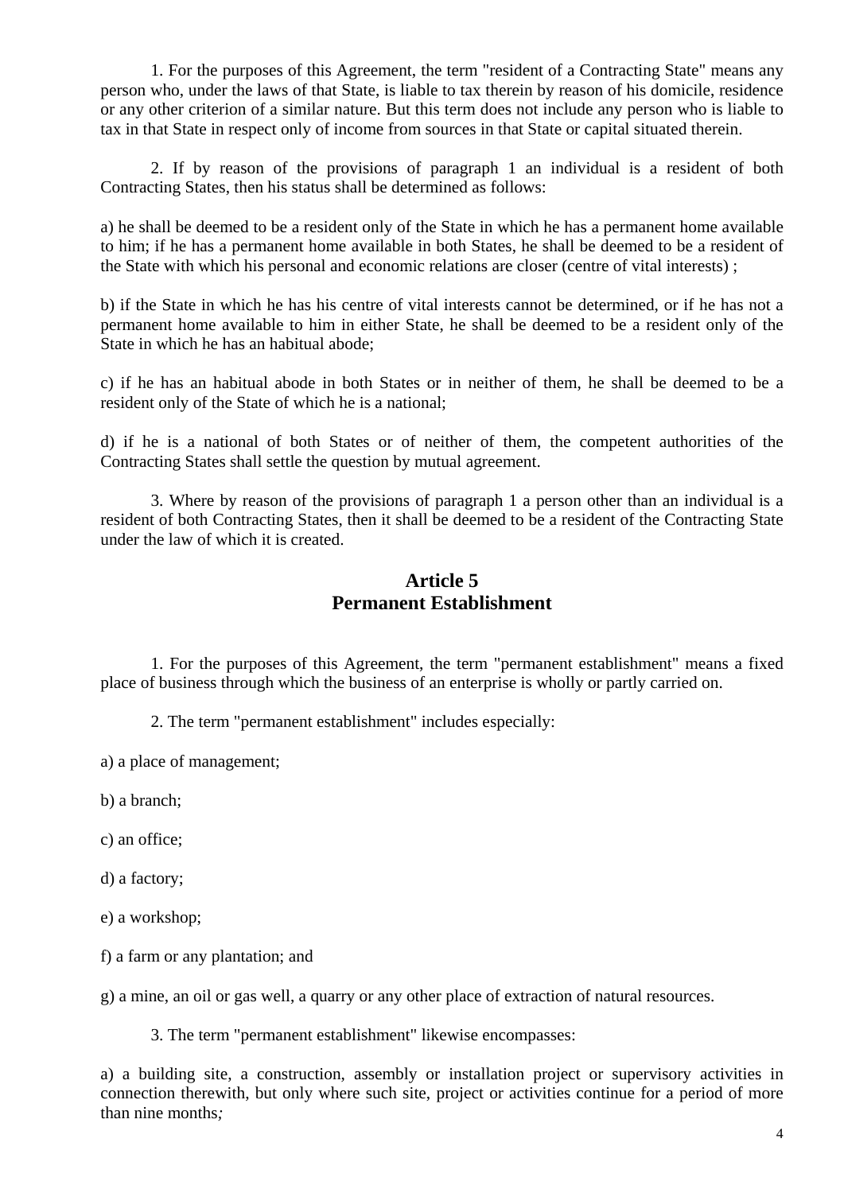1. For the purposes of this Agreement, the term "resident of a Contracting State" means any person who, under the laws of that State, is liable to tax therein by reason of his domicile, residence or any other criterion of a similar nature. But this term does not include any person who is liable to tax in that State in respect only of income from sources in that State or capital situated therein.

2. If by reason of the provisions of paragraph 1 an individual is a resident of both Contracting States, then his status shall be determined as follows:

a) he shall be deemed to be a resident only of the State in which he has a permanent home available to him; if he has a permanent home available in both States, he shall be deemed to be a resident of the State with which his personal and economic relations are closer (centre of vital interests) ;

b) if the State in which he has his centre of vital interests cannot be determined, or if he has not a permanent home available to him in either State, he shall be deemed to be a resident only of the State in which he has an habitual abode;

c) if he has an habitual abode in both States or in neither of them, he shall be deemed to be a resident only of the State of which he is a national;

d) if he is a national of both States or of neither of them, the competent authorities of the Contracting States shall settle the question by mutual agreement.

3. Where by reason of the provisions of paragraph 1 a person other than an individual is a resident of both Contracting States, then it shall be deemed to be a resident of the Contracting State under the law of which it is created.

## Article 5
## Permanent Establishment

1. For the purposes of this Agreement, the term "permanent establishment" means a fixed place of business through which the business of an enterprise is wholly or partly carried on.

2. The term "permanent establishment" includes especially:

a) a place of management;

b) a branch;

c) an office;

d) a factory;

e) a workshop;

f) a farm or any plantation; and

g) a mine, an oil or gas well, a quarry or any other place of extraction of natural resources.

3. The term "permanent establishment" likewise encompasses:

a) a building site, a construction, assembly or installation project or supervisory activities in connection therewith, but only where such site, project or activities continue for a period of more than nine months*;*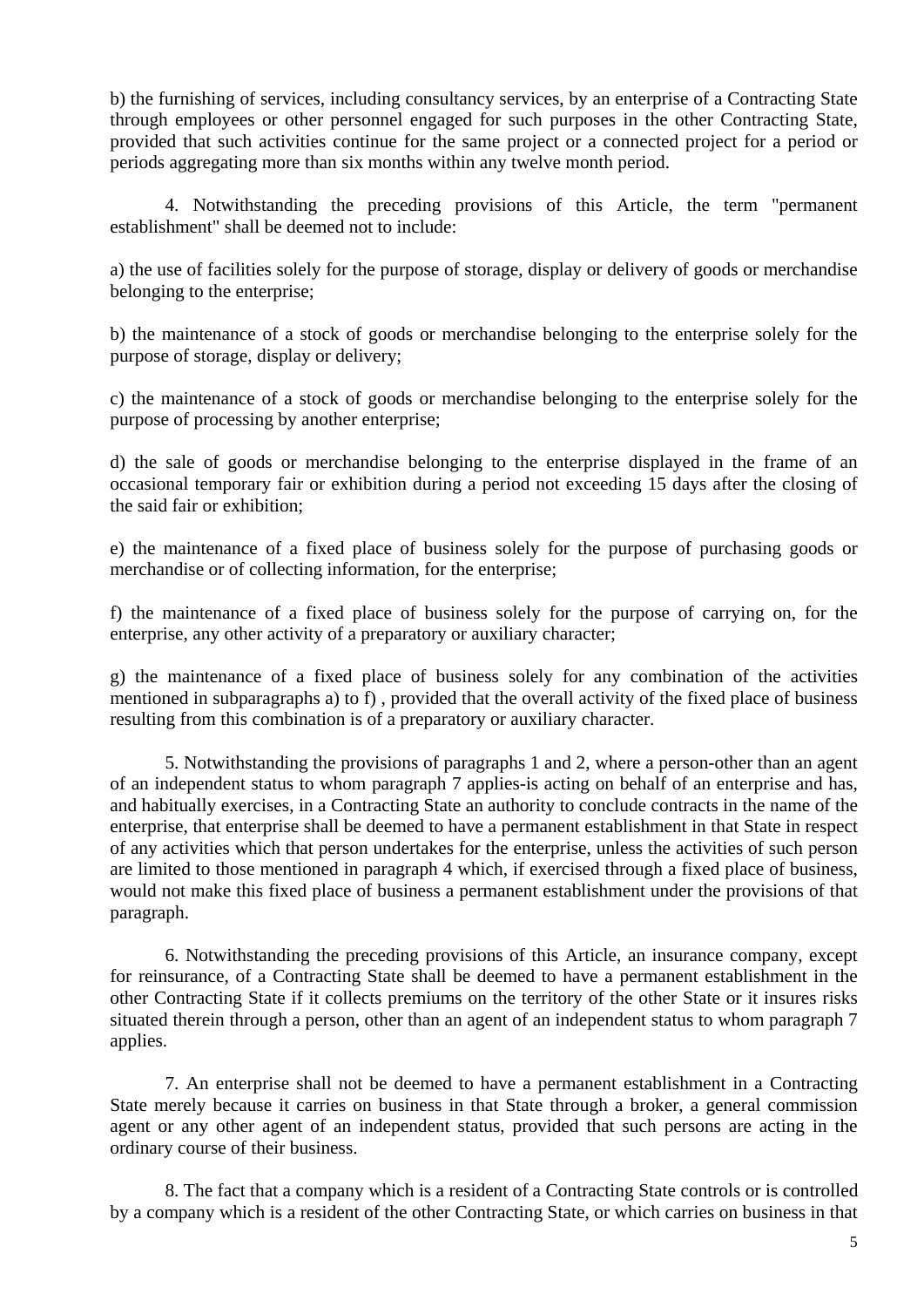b) the furnishing of services, including consultancy services, by an enterprise of a Contracting State through employees or other personnel engaged for such purposes in the other Contracting State, provided that such activities continue for the same project or a connected project for a period or periods aggregating more than six months within any twelve month period.

4. Notwithstanding the preceding provisions of this Article, the term "permanent establishment" shall be deemed not to include:

a) the use of facilities solely for the purpose of storage, display or delivery of goods or merchandise belonging to the enterprise;

b) the maintenance of a stock of goods or merchandise belonging to the enterprise solely for the purpose of storage, display or delivery;

c) the maintenance of a stock of goods or merchandise belonging to the enterprise solely for the purpose of processing by another enterprise;

d) the sale of goods or merchandise belonging to the enterprise displayed in the frame of an occasional temporary fair or exhibition during a period not exceeding 15 days after the closing of the said fair or exhibition;

e) the maintenance of a fixed place of business solely for the purpose of purchasing goods or merchandise or of collecting information, for the enterprise;

f) the maintenance of a fixed place of business solely for the purpose of carrying on, for the enterprise, any other activity of a preparatory or auxiliary character;

g) the maintenance of a fixed place of business solely for any combination of the activities mentioned in subparagraphs a) to f) , provided that the overall activity of the fixed place of business resulting from this combination is of a preparatory or auxiliary character.

5. Notwithstanding the provisions of paragraphs 1 and 2, where a person-other than an agent of an independent status to whom paragraph 7 applies-is acting on behalf of an enterprise and has, and habitually exercises, in a Contracting State an authority to conclude contracts in the name of the enterprise, that enterprise shall be deemed to have a permanent establishment in that State in respect of any activities which that person undertakes for the enterprise, unless the activities of such person are limited to those mentioned in paragraph 4 which, if exercised through a fixed place of business, would not make this fixed place of business a permanent establishment under the provisions of that paragraph.

6. Notwithstanding the preceding provisions of this Article, an insurance company, except for reinsurance, of a Contracting State shall be deemed to have a permanent establishment in the other Contracting State if it collects premiums on the territory of the other State or it insures risks situated therein through a person, other than an agent of an independent status to whom paragraph 7 applies.

7. An enterprise shall not be deemed to have a permanent establishment in a Contracting State merely because it carries on business in that State through a broker, a general commission agent or any other agent of an independent status, provided that such persons are acting in the ordinary course of their business.

8. The fact that a company which is a resident of a Contracting State controls or is controlled by a company which is a resident of the other Contracting State, or which carries on business in that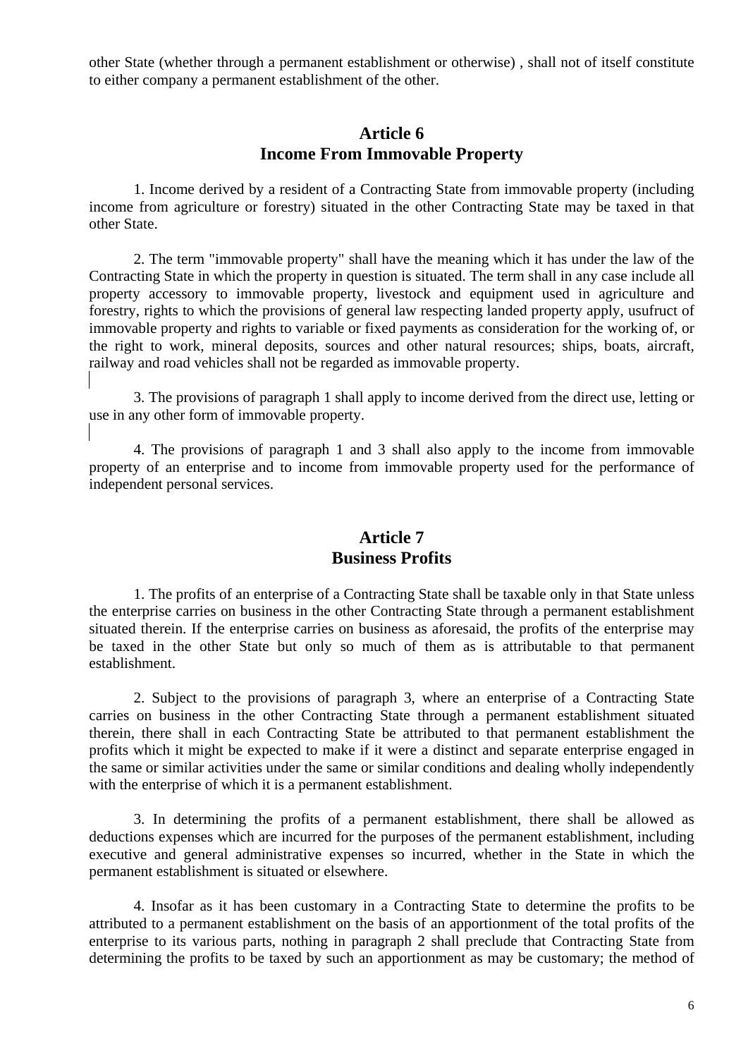other State (whether through a permanent establishment or otherwise) , shall not of itself constitute to either company a permanent establishment of the other.

## Article 6
## Income From Immovable Property

1. Income derived by a resident of a Contracting State from immovable property (including income from agriculture or forestry) situated in the other Contracting State may be taxed in that other State.

2. The term "immovable property" shall have the meaning which it has under the law of the Contracting State in which the property in question is situated. The term shall in any case include all property accessory to immovable property, livestock and equipment used in agriculture and forestry, rights to which the provisions of general law respecting landed property apply, usufruct of immovable property and rights to variable or fixed payments as consideration for the working of, or the right to work, mineral deposits, sources and other natural resources; ships, boats, aircraft, railway and road vehicles shall not be regarded as immovable property.

3. The provisions of paragraph 1 shall apply to income derived from the direct use, letting or use in any other form of immovable property.

4. The provisions of paragraph 1 and 3 shall also apply to the income from immovable property of an enterprise and to income from immovable property used for the performance of independent personal services.

## Article 7
## Business Profits

1. The profits of an enterprise of a Contracting State shall be taxable only in that State unless the enterprise carries on business in the other Contracting State through a permanent establishment situated therein. If the enterprise carries on business as aforesaid, the profits of the enterprise may be taxed in the other State but only so much of them as is attributable to that permanent establishment.

2. Subject to the provisions of paragraph 3, where an enterprise of a Contracting State carries on business in the other Contracting State through a permanent establishment situated therein, there shall in each Contracting State be attributed to that permanent establishment the profits which it might be expected to make if it were a distinct and separate enterprise engaged in the same or similar activities under the same or similar conditions and dealing wholly independently with the enterprise of which it is a permanent establishment.

3. In determining the profits of a permanent establishment, there shall be allowed as deductions expenses which are incurred for the purposes of the permanent establishment, including executive and general administrative expenses so incurred, whether in the State in which the permanent establishment is situated or elsewhere.

4. Insofar as it has been customary in a Contracting State to determine the profits to be attributed to a permanent establishment on the basis of an apportionment of the total profits of the enterprise to its various parts, nothing in paragraph 2 shall preclude that Contracting State from determining the profits to be taxed by such an apportionment as may be customary; the method of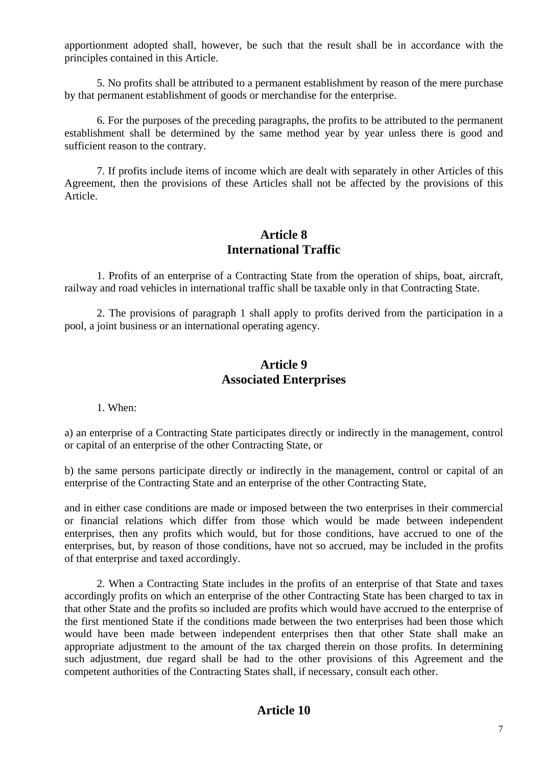apportionment adopted shall, however, be such that the result shall be in accordance with the principles contained in this Article.

5. No profits shall be attributed to a permanent establishment by reason of the mere purchase by that permanent establishment of goods or merchandise for the enterprise.

6. For the purposes of the preceding paragraphs, the profits to be attributed to the permanent establishment shall be determined by the same method year by year unless there is good and sufficient reason to the contrary.

7. If profits include items of income which are dealt with separately in other Articles of this Agreement, then the provisions of these Articles shall not be affected by the provisions of this Article.

## Article 8
## International Traffic

1. Profits of an enterprise of a Contracting State from the operation of ships, boat, aircraft, railway and road vehicles in international traffic shall be taxable only in that Contracting State.

2. The provisions of paragraph 1 shall apply to profits derived from the participation in a pool, a joint business or an international operating agency.

## Article 9
## Associated Enterprises

1. When:

a) an enterprise of a Contracting State participates directly or indirectly in the management, control or capital of an enterprise of the other Contracting State, or

b) the same persons participate directly or indirectly in the management, control or capital of an enterprise of the Contracting State and an enterprise of the other Contracting State,

and in either case conditions are made or imposed between the two enterprises in their commercial or financial relations which differ from those which would be made between independent enterprises, then any profits which would, but for those conditions, have accrued to one of the enterprises, but, by reason of those conditions, have not so accrued, may be included in the profits of that enterprise and taxed accordingly.

2. When a Contracting State includes in the profits of an enterprise of that State and taxes accordingly profits on which an enterprise of the other Contracting State has been charged to tax in that other State and the profits so included are profits which would have accrued to the enterprise of the first mentioned State if the conditions made between the two enterprises had been those which would have been made between independent enterprises then that other State shall make an appropriate adjustment to the amount of the tax charged therein on those profits. In determining such adjustment, due regard shall be had to the other provisions of this Agreement and the competent authorities of the Contracting States shall, if necessary, consult each other.

## Article 10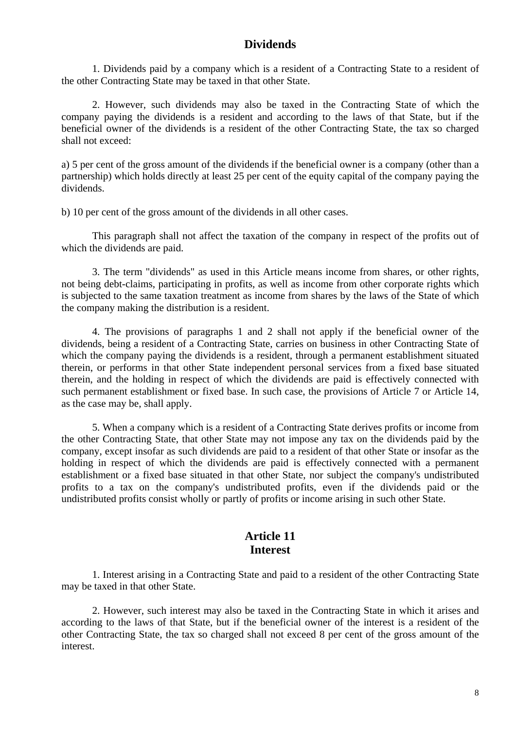## Dividends

1. Dividends paid by a company which is a resident of a Contracting State to a resident of the other Contracting State may be taxed in that other State.

2. However, such dividends may also be taxed in the Contracting State of which the company paying the dividends is a resident and according to the laws of that State, but if the beneficial owner of the dividends is a resident of the other Contracting State, the tax so charged shall not exceed:

a) 5 per cent of the gross amount of the dividends if the beneficial owner is a company (other than a partnership) which holds directly at least 25 per cent of the equity capital of the company paying the dividends.

b) 10 per cent of the gross amount of the dividends in all other cases.

This paragraph shall not affect the taxation of the company in respect of the profits out of which the dividends are paid.

3. The term "dividends" as used in this Article means income from shares, or other rights, not being debt-claims, participating in profits, as well as income from other corporate rights which is subjected to the same taxation treatment as income from shares by the laws of the State of which the company making the distribution is a resident.

4. The provisions of paragraphs 1 and 2 shall not apply if the beneficial owner of the dividends, being a resident of a Contracting State, carries on business in other Contracting State of which the company paying the dividends is a resident, through a permanent establishment situated therein, or performs in that other State independent personal services from a fixed base situated therein, and the holding in respect of which the dividends are paid is effectively connected with such permanent establishment or fixed base. In such case, the provisions of Article 7 or Article 14, as the case may be, shall apply.

5. When a company which is a resident of a Contracting State derives profits or income from the other Contracting State, that other State may not impose any tax on the dividends paid by the company, except insofar as such dividends are paid to a resident of that other State or insofar as the holding in respect of which the dividends are paid is effectively connected with a permanent establishment or a fixed base situated in that other State, nor subject the company's undistributed profits to a tax on the company's undistributed profits, even if the dividends paid or the undistributed profits consist wholly or partly of profits or income arising in such other State.

## Article 11
## Interest

1. Interest arising in a Contracting State and paid to a resident of the other Contracting State may be taxed in that other State.

2. However, such interest may also be taxed in the Contracting State in which it arises and according to the laws of that State, but if the beneficial owner of the interest is a resident of the other Contracting State, the tax so charged shall not exceed 8 per cent of the gross amount of the interest.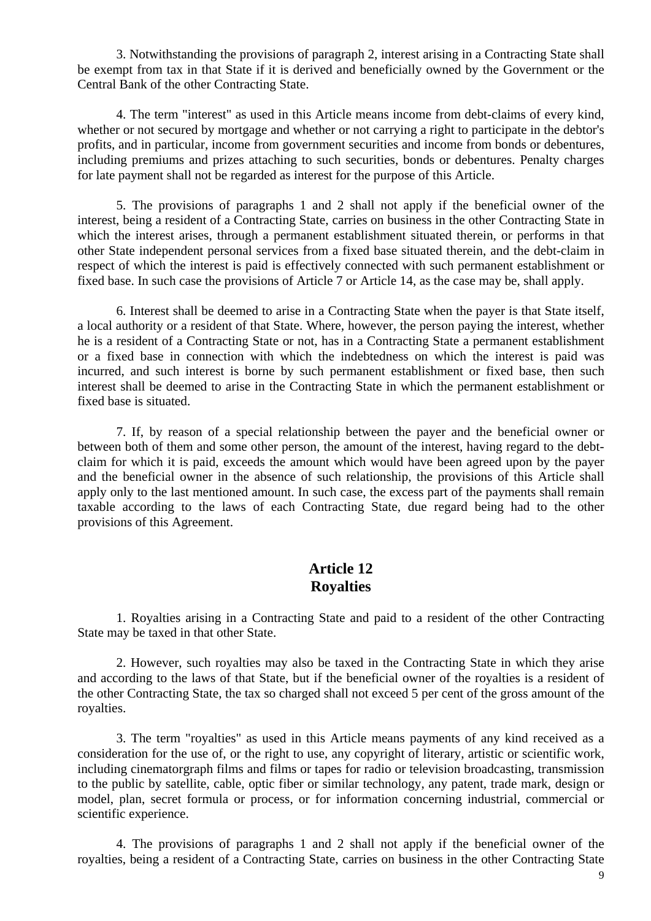3. Notwithstanding the provisions of paragraph 2, interest arising in a Contracting State shall be exempt from tax in that State if it is derived and beneficially owned by the Government or the Central Bank of the other Contracting State.

4. The term "interest" as used in this Article means income from debt-claims of every kind, whether or not secured by mortgage and whether or not carrying a right to participate in the debtor's profits, and in particular, income from government securities and income from bonds or debentures, including premiums and prizes attaching to such securities, bonds or debentures. Penalty charges for late payment shall not be regarded as interest for the purpose of this Article.

5. The provisions of paragraphs 1 and 2 shall not apply if the beneficial owner of the interest, being a resident of a Contracting State, carries on business in the other Contracting State in which the interest arises, through a permanent establishment situated therein, or performs in that other State independent personal services from a fixed base situated therein, and the debt-claim in respect of which the interest is paid is effectively connected with such permanent establishment or fixed base. In such case the provisions of Article 7 or Article 14, as the case may be, shall apply.

6. Interest shall be deemed to arise in a Contracting State when the payer is that State itself, a local authority or a resident of that State. Where, however, the person paying the interest, whether he is a resident of a Contracting State or not, has in a Contracting State a permanent establishment or a fixed base in connection with which the indebtedness on which the interest is paid was incurred, and such interest is borne by such permanent establishment or fixed base, then such interest shall be deemed to arise in the Contracting State in which the permanent establishment or fixed base is situated.

7. If, by reason of a special relationship between the payer and the beneficial owner or between both of them and some other person, the amount of the interest, having regard to the debt-claim for which it is paid, exceeds the amount which would have been agreed upon by the payer and the beneficial owner in the absence of such relationship, the provisions of this Article shall apply only to the last mentioned amount. In such case, the excess part of the payments shall remain taxable according to the laws of each Contracting State, due regard being had to the other provisions of this Agreement.

## Article 12
## Royalties

1. Royalties arising in a Contracting State and paid to a resident of the other Contracting State may be taxed in that other State.

2. However, such royalties may also be taxed in the Contracting State in which they arise and according to the laws of that State, but if the beneficial owner of the royalties is a resident of the other Contracting State, the tax so charged shall not exceed 5 per cent of the gross amount of the royalties.

3. The term "royalties" as used in this Article means payments of any kind received as a consideration for the use of, or the right to use, any copyright of literary, artistic or scientific work, including cinematorgraph films and films or tapes for radio or television broadcasting, transmission to the public by satellite, cable, optic fiber or similar technology, any patent, trade mark, design or model, plan, secret formula or process, or for information concerning industrial, commercial or scientific experience.

4. The provisions of paragraphs 1 and 2 shall not apply if the beneficial owner of the royalties, being a resident of a Contracting State, carries on business in the other Contracting State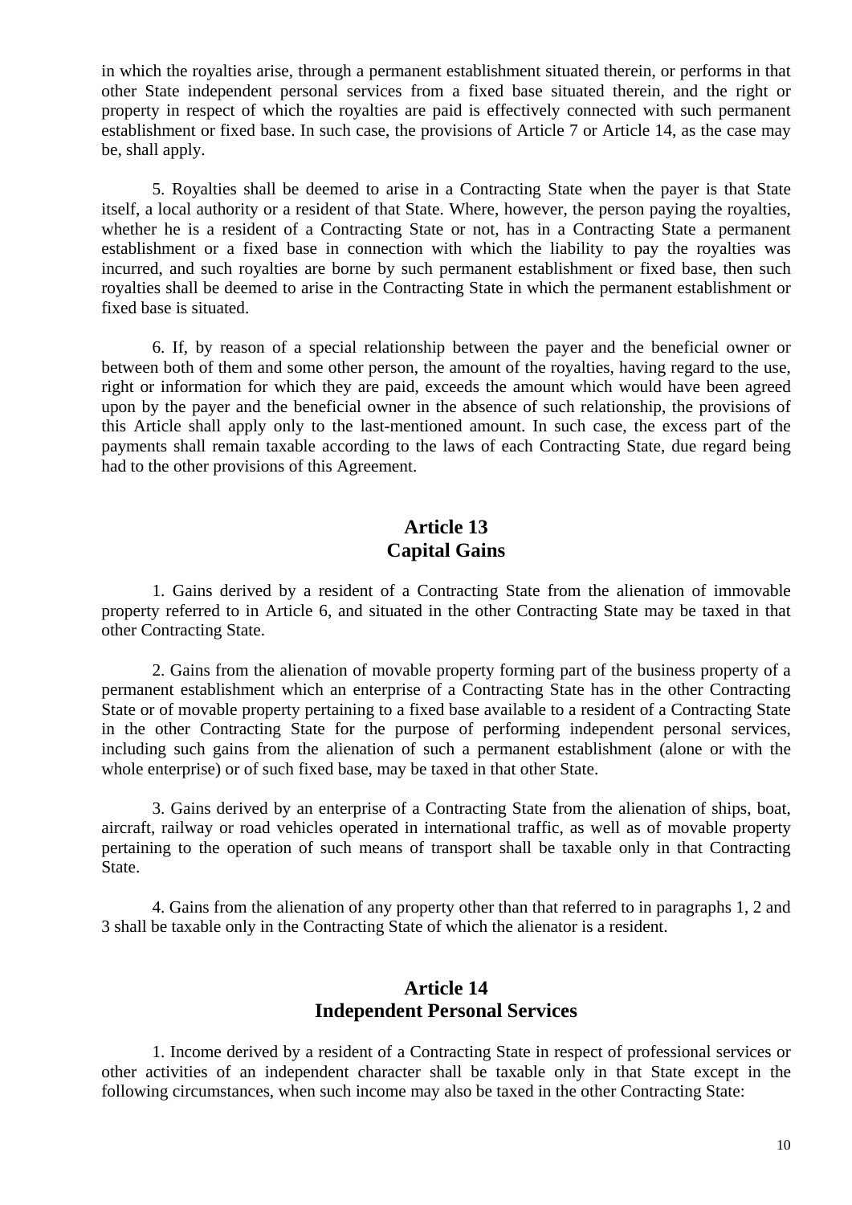in which the royalties arise, through a permanent establishment situated therein, or performs in that other State independent personal services from a fixed base situated therein, and the right or property in respect of which the royalties are paid is effectively connected with such permanent establishment or fixed base. In such case, the provisions of Article 7 or Article 14, as the case may be, shall apply.

5. Royalties shall be deemed to arise in a Contracting State when the payer is that State itself, a local authority or a resident of that State. Where, however, the person paying the royalties, whether he is a resident of a Contracting State or not, has in a Contracting State a permanent establishment or a fixed base in connection with which the liability to pay the royalties was incurred, and such royalties are borne by such permanent establishment or fixed base, then such royalties shall be deemed to arise in the Contracting State in which the permanent establishment or fixed base is situated.

6. If, by reason of a special relationship between the payer and the beneficial owner or between both of them and some other person, the amount of the royalties, having regard to the use, right or information for which they are paid, exceeds the amount which would have been agreed upon by the payer and the beneficial owner in the absence of such relationship, the provisions of this Article shall apply only to the last-mentioned amount. In such case, the excess part of the payments shall remain taxable according to the laws of each Contracting State, due regard being had to the other provisions of this Agreement.

## Article 13
## Capital Gains

1. Gains derived by a resident of a Contracting State from the alienation of immovable property referred to in Article 6, and situated in the other Contracting State may be taxed in that other Contracting State.

2. Gains from the alienation of movable property forming part of the business property of a permanent establishment which an enterprise of a Contracting State has in the other Contracting State or of movable property pertaining to a fixed base available to a resident of a Contracting State in the other Contracting State for the purpose of performing independent personal services, including such gains from the alienation of such a permanent establishment (alone or with the whole enterprise) or of such fixed base, may be taxed in that other State.

3. Gains derived by an enterprise of a Contracting State from the alienation of ships, boat, aircraft, railway or road vehicles operated in international traffic, as well as of movable property pertaining to the operation of such means of transport shall be taxable only in that Contracting State.

4. Gains from the alienation of any property other than that referred to in paragraphs 1, 2 and 3 shall be taxable only in the Contracting State of which the alienator is a resident.

## Article 14
## Independent Personal Services

1. Income derived by a resident of a Contracting State in respect of professional services or other activities of an independent character shall be taxable only in that State except in the following circumstances, when such income may also be taxed in the other Contracting State: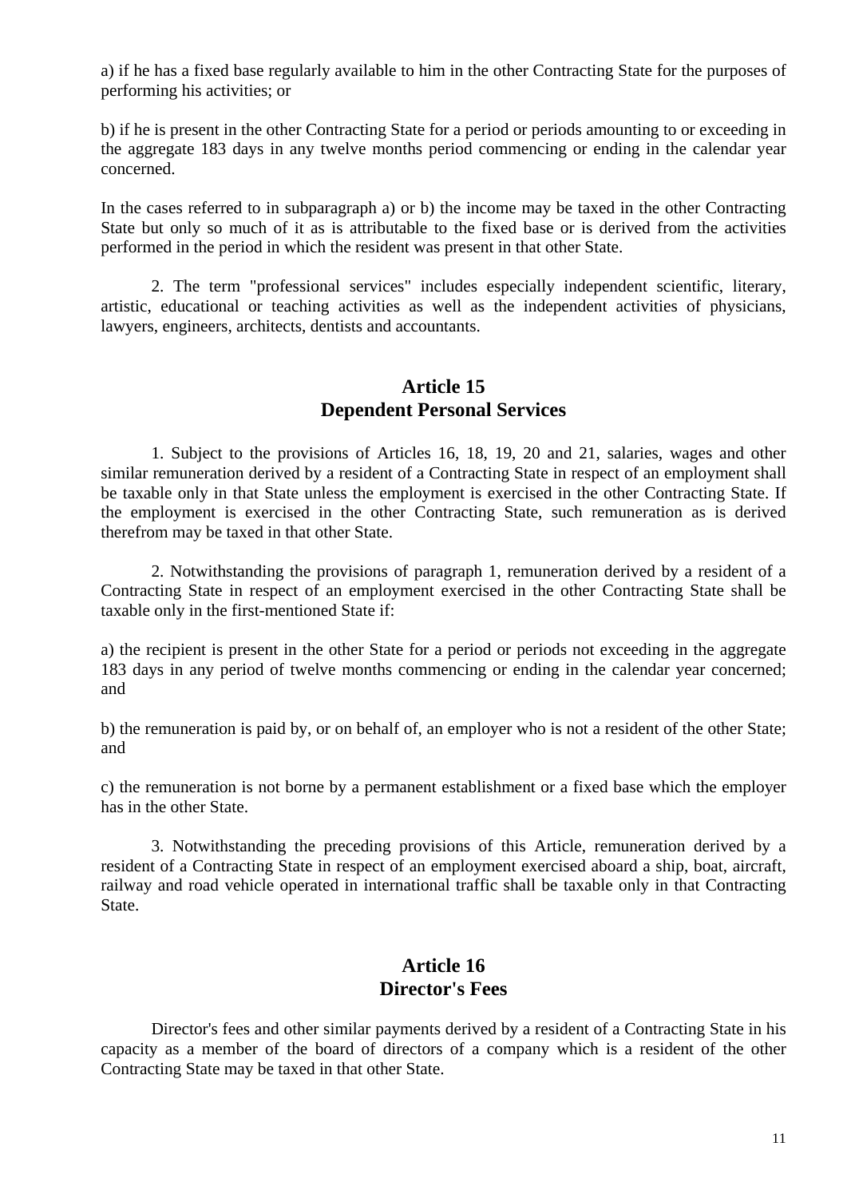a) if he has a fixed base regularly available to him in the other Contracting State for the purposes of performing his activities; or

b) if he is present in the other Contracting State for a period or periods amounting to or exceeding in the aggregate 183 days in any twelve months period commencing or ending in the calendar year concerned.

In the cases referred to in subparagraph a) or b) the income may be taxed in the other Contracting State but only so much of it as is attributable to the fixed base or is derived from the activities performed in the period in which the resident was present in that other State.

2. The term "professional services" includes especially independent scientific, literary, artistic, educational or teaching activities as well as the independent activities of physicians, lawyers, engineers, architects, dentists and accountants.

## Article 15
## Dependent Personal Services

1. Subject to the provisions of Articles 16, 18, 19, 20 and 21, salaries, wages and other similar remuneration derived by a resident of a Contracting State in respect of an employment shall be taxable only in that State unless the employment is exercised in the other Contracting State. If the employment is exercised in the other Contracting State, such remuneration as is derived therefrom may be taxed in that other State.

2. Notwithstanding the provisions of paragraph 1, remuneration derived by a resident of a Contracting State in respect of an employment exercised in the other Contracting State shall be taxable only in the first-mentioned State if:

a) the recipient is present in the other State for a period or periods not exceeding in the aggregate 183 days in any period of twelve months commencing or ending in the calendar year concerned; and

b) the remuneration is paid by, or on behalf of, an employer who is not a resident of the other State; and

c) the remuneration is not borne by a permanent establishment or a fixed base which the employer has in the other State.

3. Notwithstanding the preceding provisions of this Article, remuneration derived by a resident of a Contracting State in respect of an employment exercised aboard a ship, boat, aircraft, railway and road vehicle operated in international traffic shall be taxable only in that Contracting State.

## Article 16
## Director's Fees

Director's fees and other similar payments derived by a resident of a Contracting State in his capacity as a member of the board of directors of a company which is a resident of the other Contracting State may be taxed in that other State.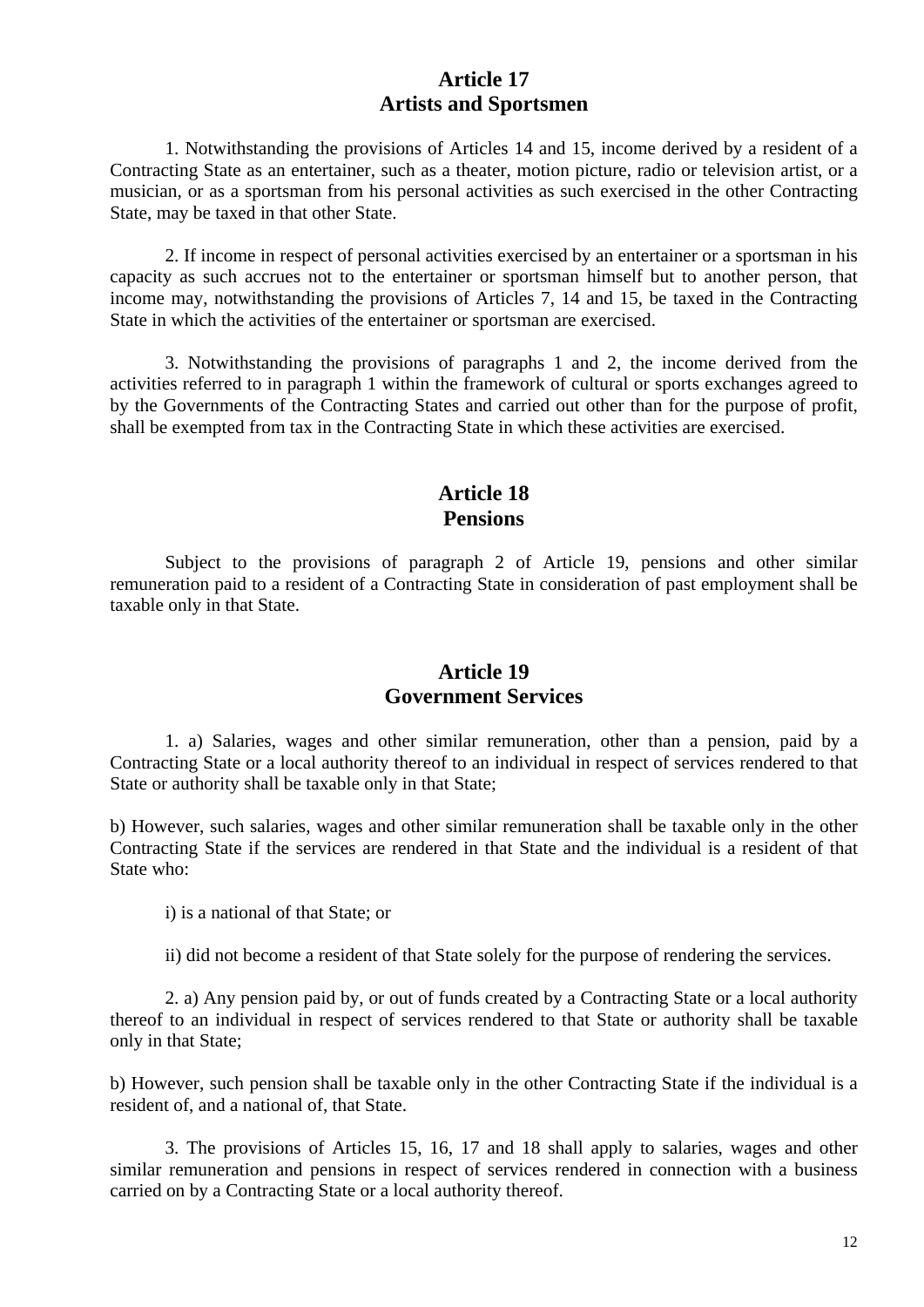## Article 17
## Artists and Sportsmen

1. Notwithstanding the provisions of Articles 14 and 15, income derived by a resident of a Contracting State as an entertainer, such as a theater, motion picture, radio or television artist, or a musician, or as a sportsman from his personal activities as such exercised in the other Contracting State, may be taxed in that other State.

2. If income in respect of personal activities exercised by an entertainer or a sportsman in his capacity as such accrues not to the entertainer or sportsman himself but to another person, that income may, notwithstanding the provisions of Articles 7, 14 and 15, be taxed in the Contracting State in which the activities of the entertainer or sportsman are exercised.

3. Notwithstanding the provisions of paragraphs 1 and 2, the income derived from the activities referred to in paragraph 1 within the framework of cultural or sports exchanges agreed to by the Governments of the Contracting States and carried out other than for the purpose of profit, shall be exempted from tax in the Contracting State in which these activities are exercised.

## Article 18
## Pensions

Subject to the provisions of paragraph 2 of Article 19, pensions and other similar remuneration paid to a resident of a Contracting State in consideration of past employment shall be taxable only in that State.

## Article 19
## Government Services

1. a) Salaries, wages and other similar remuneration, other than a pension, paid by a Contracting State or a local authority thereof to an individual in respect of services rendered to that State or authority shall be taxable only in that State;

b) However, such salaries, wages and other similar remuneration shall be taxable only in the other Contracting State if the services are rendered in that State and the individual is a resident of that State who:

i) is a national of that State; or

ii) did not become a resident of that State solely for the purpose of rendering the services.

2. a) Any pension paid by, or out of funds created by a Contracting State or a local authority thereof to an individual in respect of services rendered to that State or authority shall be taxable only in that State;

b) However, such pension shall be taxable only in the other Contracting State if the individual is a resident of, and a national of, that State.

3. The provisions of Articles 15, 16, 17 and 18 shall apply to salaries, wages and other similar remuneration and pensions in respect of services rendered in connection with a business carried on by a Contracting State or a local authority thereof.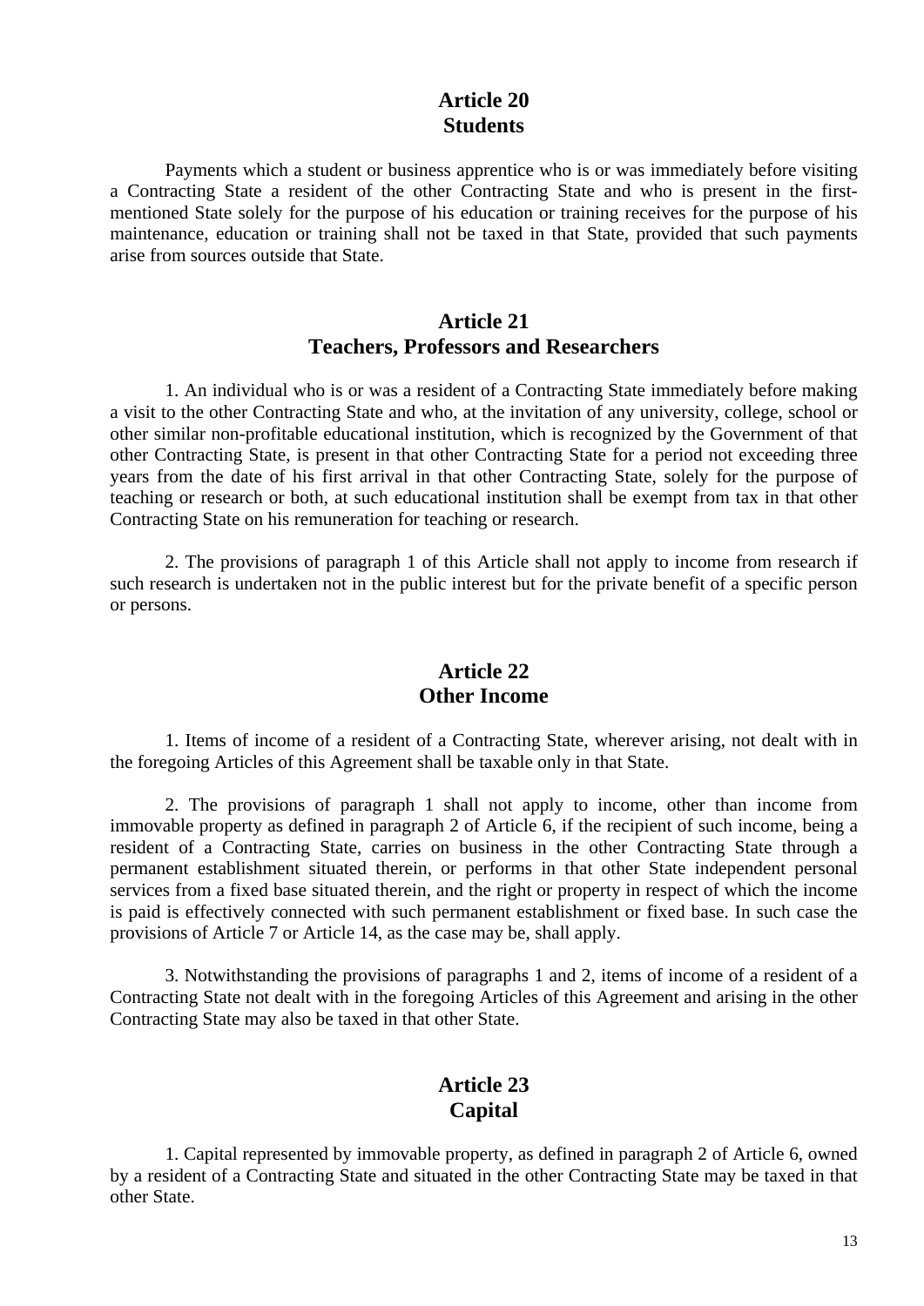## Article 20
## Students

Payments which a student or business apprentice who is or was immediately before visiting a Contracting State a resident of the other Contracting State and who is present in the first-mentioned State solely for the purpose of his education or training receives for the purpose of his maintenance, education or training shall not be taxed in that State, provided that such payments arise from sources outside that State.

## Article 21
## Teachers, Professors and Researchers

1. An individual who is or was a resident of a Contracting State immediately before making a visit to the other Contracting State and who, at the invitation of any university, college, school or other similar non-profitable educational institution, which is recognized by the Government of that other Contracting State, is present in that other Contracting State for a period not exceeding three years from the date of his first arrival in that other Contracting State, solely for the purpose of teaching or research or both, at such educational institution shall be exempt from tax in that other Contracting State on his remuneration for teaching or research.

2. The provisions of paragraph 1 of this Article shall not apply to income from research if such research is undertaken not in the public interest but for the private benefit of a specific person or persons.

## Article 22
## Other Income

1. Items of income of a resident of a Contracting State, wherever arising, not dealt with in the foregoing Articles of this Agreement shall be taxable only in that State.

2. The provisions of paragraph 1 shall not apply to income, other than income from immovable property as defined in paragraph 2 of Article 6, if the recipient of such income, being a resident of a Contracting State, carries on business in the other Contracting State through a permanent establishment situated therein, or performs in that other State independent personal services from a fixed base situated therein, and the right or property in respect of which the income is paid is effectively connected with such permanent establishment or fixed base. In such case the provisions of Article 7 or Article 14, as the case may be, shall apply.

3. Notwithstanding the provisions of paragraphs 1 and 2, items of income of a resident of a Contracting State not dealt with in the foregoing Articles of this Agreement and arising in the other Contracting State may also be taxed in that other State.

## Article 23
## Capital

1. Capital represented by immovable property, as defined in paragraph 2 of Article 6, owned by a resident of a Contracting State and situated in the other Contracting State may be taxed in that other State.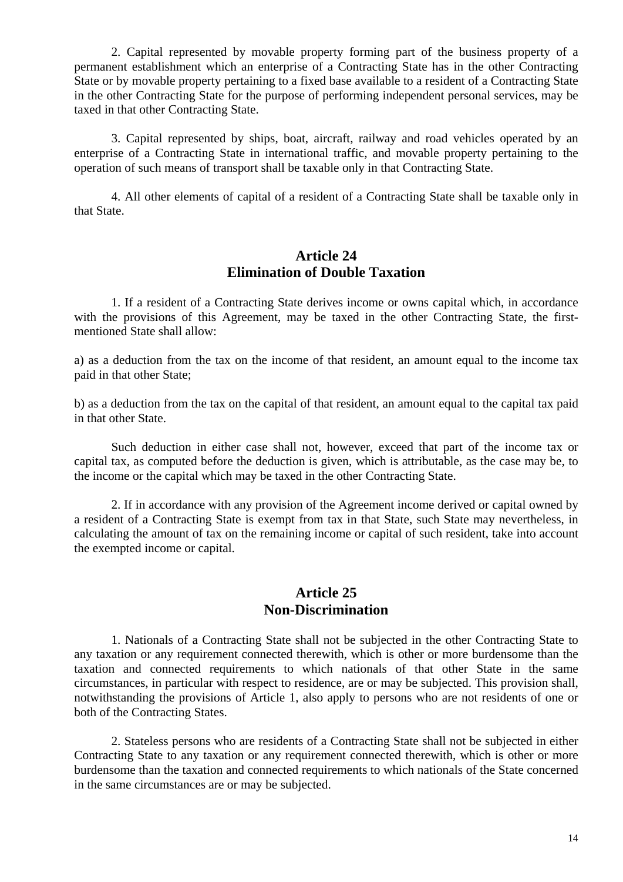2. Capital represented by movable property forming part of the business property of a permanent establishment which an enterprise of a Contracting State has in the other Contracting State or by movable property pertaining to a fixed base available to a resident of a Contracting State in the other Contracting State for the purpose of performing independent personal services, may be taxed in that other Contracting State.

3. Capital represented by ships, boat, aircraft, railway and road vehicles operated by an enterprise of a Contracting State in international traffic, and movable property pertaining to the operation of such means of transport shall be taxable only in that Contracting State.

4. All other elements of capital of a resident of a Contracting State shall be taxable only in that State.

## Article 24
## Elimination of Double Taxation

1. If a resident of a Contracting State derives income or owns capital which, in accordance with the provisions of this Agreement, may be taxed in the other Contracting State, the first-mentioned State shall allow:

a) as a deduction from the tax on the income of that resident, an amount equal to the income tax paid in that other State;

b) as a deduction from the tax on the capital of that resident, an amount equal to the capital tax paid in that other State.

Such deduction in either case shall not, however, exceed that part of the income tax or capital tax, as computed before the deduction is given, which is attributable, as the case may be, to the income or the capital which may be taxed in the other Contracting State.

2. If in accordance with any provision of the Agreement income derived or capital owned by a resident of a Contracting State is exempt from tax in that State, such State may nevertheless, in calculating the amount of tax on the remaining income or capital of such resident, take into account the exempted income or capital.

## Article 25
## Non-Discrimination

1. Nationals of a Contracting State shall not be subjected in the other Contracting State to any taxation or any requirement connected therewith, which is other or more burdensome than the taxation and connected requirements to which nationals of that other State in the same circumstances, in particular with respect to residence, are or may be subjected. This provision shall, notwithstanding the provisions of Article 1, also apply to persons who are not residents of one or both of the Contracting States.

2. Stateless persons who are residents of a Contracting State shall not be subjected in either Contracting State to any taxation or any requirement connected therewith, which is other or more burdensome than the taxation and connected requirements to which nationals of the State concerned in the same circumstances are or may be subjected.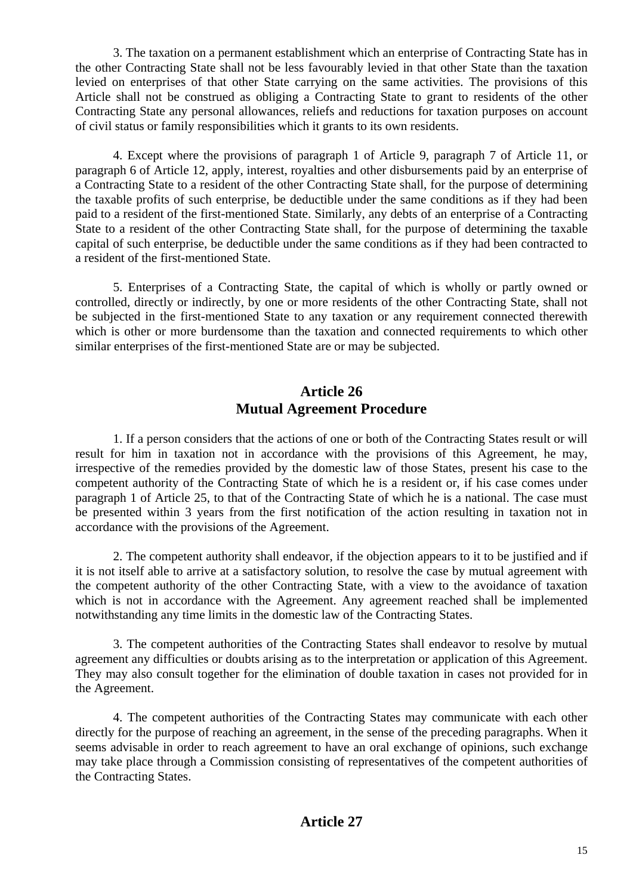3. The taxation on a permanent establishment which an enterprise of Contracting State has in the other Contracting State shall not be less favourably levied in that other State than the taxation levied on enterprises of that other State carrying on the same activities. The provisions of this Article shall not be construed as obliging a Contracting State to grant to residents of the other Contracting State any personal allowances, reliefs and reductions for taxation purposes on account of civil status or family responsibilities which it grants to its own residents.

4. Except where the provisions of paragraph 1 of Article 9, paragraph 7 of Article 11, or paragraph 6 of Article 12, apply, interest, royalties and other disbursements paid by an enterprise of a Contracting State to a resident of the other Contracting State shall, for the purpose of determining the taxable profits of such enterprise, be deductible under the same conditions as if they had been paid to a resident of the first-mentioned State. Similarly, any debts of an enterprise of a Contracting State to a resident of the other Contracting State shall, for the purpose of determining the taxable capital of such enterprise, be deductible under the same conditions as if they had been contracted to a resident of the first-mentioned State.

5. Enterprises of a Contracting State, the capital of which is wholly or partly owned or controlled, directly or indirectly, by one or more residents of the other Contracting State, shall not be subjected in the first-mentioned State to any taxation or any requirement connected therewith which is other or more burdensome than the taxation and connected requirements to which other similar enterprises of the first-mentioned State are or may be subjected.

## Article 26
## Mutual Agreement Procedure

1. If a person considers that the actions of one or both of the Contracting States result or will result for him in taxation not in accordance with the provisions of this Agreement, he may, irrespective of the remedies provided by the domestic law of those States, present his case to the competent authority of the Contracting State of which he is a resident or, if his case comes under paragraph 1 of Article 25, to that of the Contracting State of which he is a national. The case must be presented within 3 years from the first notification of the action resulting in taxation not in accordance with the provisions of the Agreement.

2. The competent authority shall endeavor, if the objection appears to it to be justified and if it is not itself able to arrive at a satisfactory solution, to resolve the case by mutual agreement with the competent authority of the other Contracting State, with a view to the avoidance of taxation which is not in accordance with the Agreement. Any agreement reached shall be implemented notwithstanding any time limits in the domestic law of the Contracting States.

3. The competent authorities of the Contracting States shall endeavor to resolve by mutual agreement any difficulties or doubts arising as to the interpretation or application of this Agreement. They may also consult together for the elimination of double taxation in cases not provided for in the Agreement.

4. The competent authorities of the Contracting States may communicate with each other directly for the purpose of reaching an agreement, in the sense of the preceding paragraphs. When it seems advisable in order to reach agreement to have an oral exchange of opinions, such exchange may take place through a Commission consisting of representatives of the competent authorities of the Contracting States.

## Article 27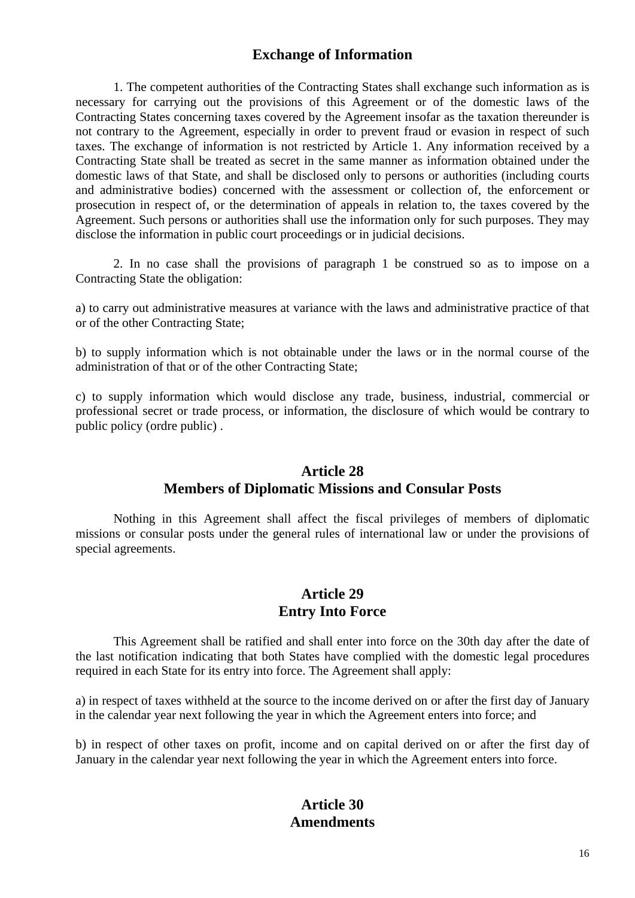## Exchange of Information

1. The competent authorities of the Contracting States shall exchange such information as is necessary for carrying out the provisions of this Agreement or of the domestic laws of the Contracting States concerning taxes covered by the Agreement insofar as the taxation thereunder is not contrary to the Agreement, especially in order to prevent fraud or evasion in respect of such taxes. The exchange of information is not restricted by Article 1. Any information received by a Contracting State shall be treated as secret in the same manner as information obtained under the domestic laws of that State, and shall be disclosed only to persons or authorities (including courts and administrative bodies) concerned with the assessment or collection of, the enforcement or prosecution in respect of, or the determination of appeals in relation to, the taxes covered by the Agreement. Such persons or authorities shall use the information only for such purposes. They may disclose the information in public court proceedings or in judicial decisions.

2. In no case shall the provisions of paragraph 1 be construed so as to impose on a Contracting State the obligation:

a) to carry out administrative measures at variance with the laws and administrative practice of that or of the other Contracting State;

b) to supply information which is not obtainable under the laws or in the normal course of the administration of that or of the other Contracting State;

c) to supply information which would disclose any trade, business, industrial, commercial or professional secret or trade process, or information, the disclosure of which would be contrary to public policy (ordre public) .

## Article 28
## Members of Diplomatic Missions and Consular Posts

Nothing in this Agreement shall affect the fiscal privileges of members of diplomatic missions or consular posts under the general rules of international law or under the provisions of special agreements.

## Article 29
## Entry Into Force

This Agreement shall be ratified and shall enter into force on the 30th day after the date of the last notification indicating that both States have complied with the domestic legal procedures required in each State for its entry into force. The Agreement shall apply:

a) in respect of taxes withheld at the source to the income derived on or after the first day of January in the calendar year next following the year in which the Agreement enters into force; and

b) in respect of other taxes on profit, income and on capital derived on or after the first day of January in the calendar year next following the year in which the Agreement enters into force.

## Article 30
## Amendments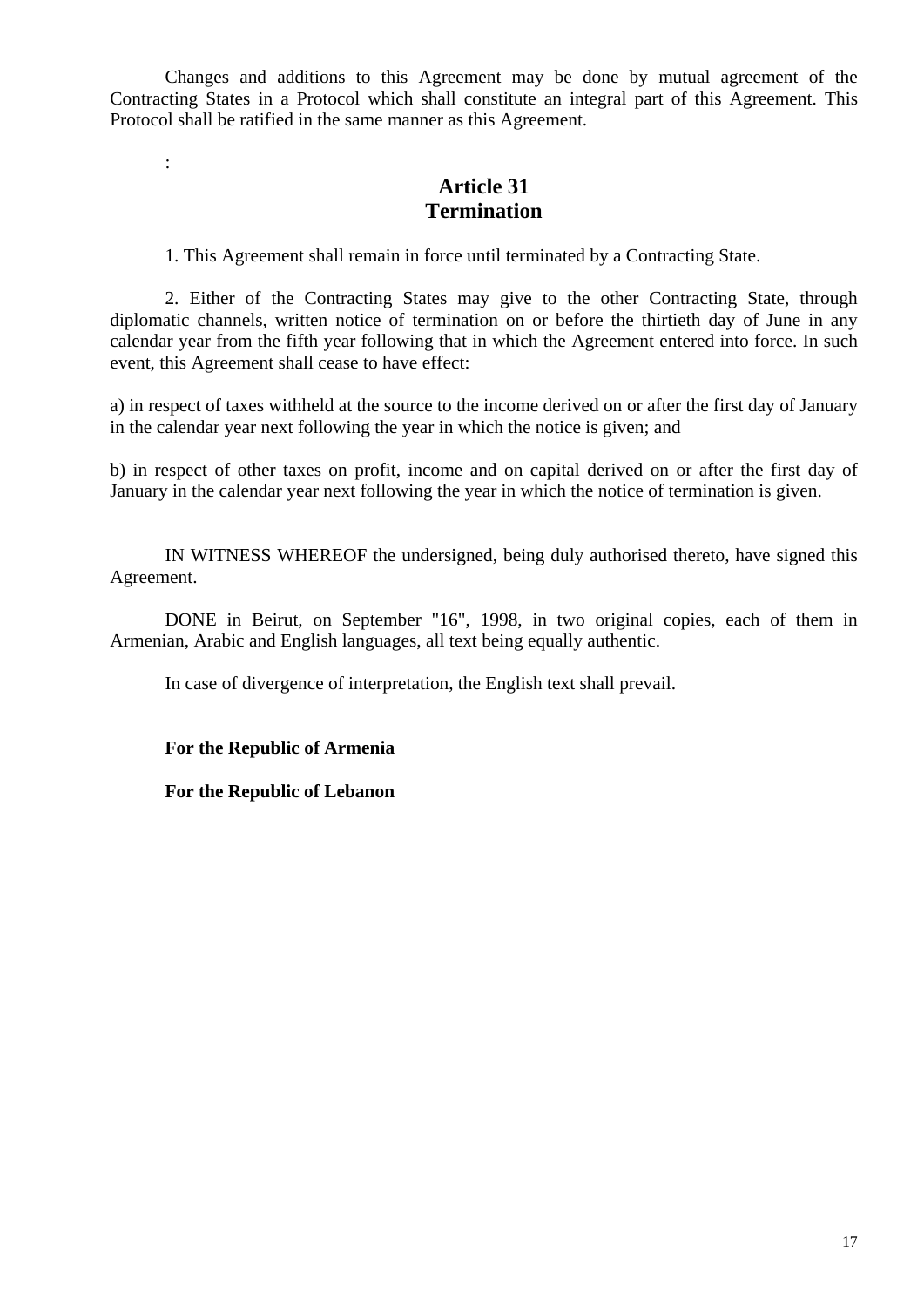Changes and additions to this Agreement may be done by mutual agreement of the Contracting States in a Protocol which shall constitute an integral part of this Agreement. This Protocol shall be ratified in the same manner as this Agreement.

:

## Article 31
## Termination

1. This Agreement shall remain in force until terminated by a Contracting State.

2. Either of the Contracting States may give to the other Contracting State, through diplomatic channels, written notice of termination on or before the thirtieth day of June in any calendar year from the fifth year following that in which the Agreement entered into force. In such event, this Agreement shall cease to have effect:

a) in respect of taxes withheld at the source to the income derived on or after the first day of January in the calendar year next following the year in which the notice is given; and

b) in respect of other taxes on profit, income and on capital derived on or after the first day of January in the calendar year next following the year in which the notice of termination is given.

IN WITNESS WHEREOF the undersigned, being duly authorised thereto, have signed this Agreement.

DONE in Beirut, on September "16", 1998, in two original copies, each of them in Armenian, Arabic and English languages, all text being equally authentic.

In case of divergence of interpretation, the English text shall prevail.

**For the Republic of Armenia**

**For the Republic of Lebanon**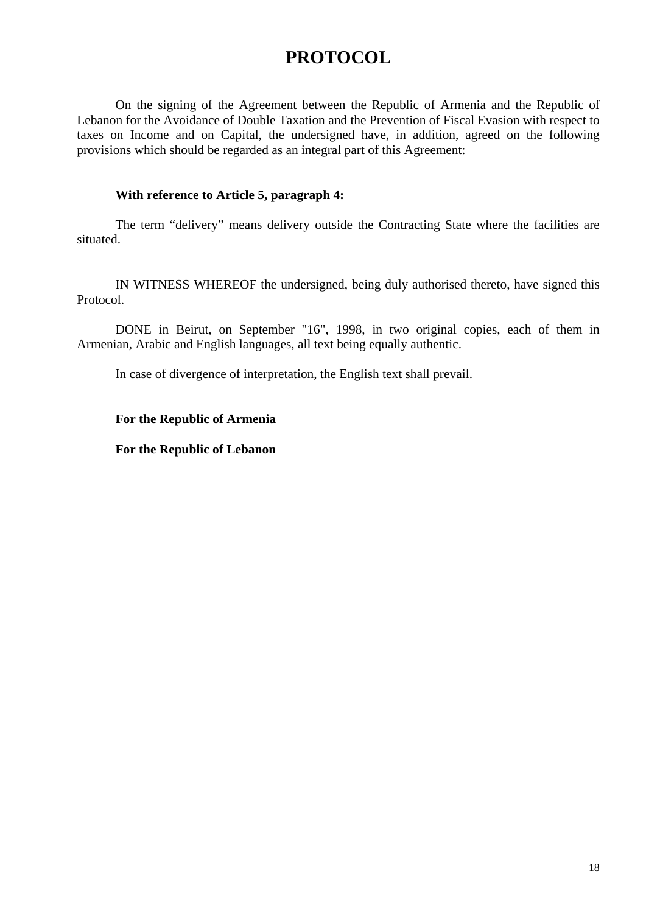# PROTOCOL

On the signing of the Agreement between the Republic of Armenia and the Republic of Lebanon for the Avoidance of Double Taxation and the Prevention of Fiscal Evasion with respect to taxes on Income and on Capital, the undersigned have, in addition, agreed on the following provisions which should be regarded as an integral part of this Agreement:

**With reference to Article 5, paragraph 4:**

The term “delivery” means delivery outside the Contracting State where the facilities are situated.

IN WITNESS WHEREOF the undersigned, being duly authorised thereto, have signed this Protocol.

DONE in Beirut, on September "16", 1998, in two original copies, each of them in Armenian, Arabic and English languages, all text being equally authentic.

In case of divergence of interpretation, the English text shall prevail.

**For the Republic of Armenia**

**For the Republic of Lebanon**